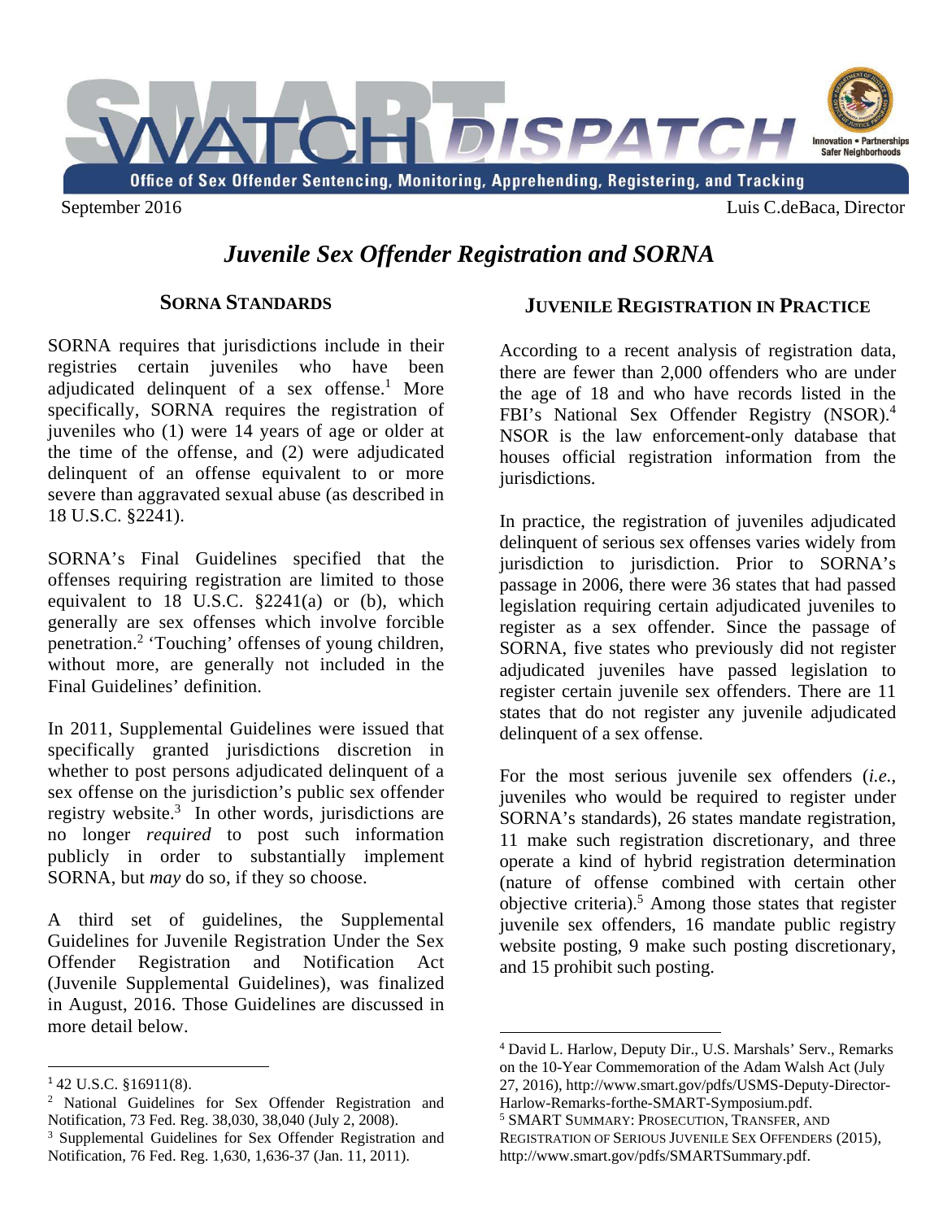# SMART WATCH DISPATCH

Office of Sex Offender Sentencing, Monitoring, Apprehending, Registering, and Tracking

September 2016 — Luis C.deBaca, Director

## *Juvenile Sex Offender Registration and SORNA*

### SORNA STANDARDS

SORNA requires that jurisdictions include in their registries certain juveniles who have been adjudicated delinquent of a sex offense.[1] More specifically, SORNA requires the registration of juveniles who (1) were 14 years of age or older at the time of the offense, and (2) were adjudicated delinquent of an offense equivalent to or more severe than aggravated sexual abuse (as described in 18 U.S.C. §2241).

SORNA's Final Guidelines specified that the offenses requiring registration are limited to those equivalent to 18 U.S.C. §2241(a) or (b), which generally are sex offenses which involve forcible penetration.[2] 'Touching' offenses of young children, without more, are generally not included in the Final Guidelines' definition.

In 2011, Supplemental Guidelines were issued that specifically granted jurisdictions discretion in whether to post persons adjudicated delinquent of a sex offense on the jurisdiction's public sex offender registry website.[3] In other words, jurisdictions are no longer *required* to post such information publicly in order to substantially implement SORNA, but *may* do so, if they so choose.

A third set of guidelines, the Supplemental Guidelines for Juvenile Registration Under the Sex Offender Registration and Notification Act (Juvenile Supplemental Guidelines), was finalized in August, 2016. Those Guidelines are discussed in more detail below.

### JUVENILE REGISTRATION IN PRACTICE

According to a recent analysis of registration data, there are fewer than 2,000 offenders who are under the age of 18 and who have records listed in the FBI's National Sex Offender Registry (NSOR).[4] NSOR is the law enforcement-only database that houses official registration information from the jurisdictions.

In practice, the registration of juveniles adjudicated delinquent of serious sex offenses varies widely from jurisdiction to jurisdiction. Prior to SORNA's passage in 2006, there were 36 states that had passed legislation requiring certain adjudicated juveniles to register as a sex offender. Since the passage of SORNA, five states who previously did not register adjudicated juveniles have passed legislation to register certain juvenile sex offenders. There are 11 states that do not register any juvenile adjudicated delinquent of a sex offense.

For the most serious juvenile sex offenders (*i.e.*, juveniles who would be required to register under SORNA's standards), 26 states mandate registration, 11 make such registration discretionary, and three operate a kind of hybrid registration determination (nature of offense combined with certain other objective criteria).[5] Among those states that register juvenile sex offenders, 16 mandate public registry website posting, 9 make such posting discretionary, and 15 prohibit such posting.

---

[1] 42 U.S.C. §16911(8).

[2] National Guidelines for Sex Offender Registration and Notification, 73 Fed. Reg. 38,030, 38,040 (July 2, 2008).

[3] Supplemental Guidelines for Sex Offender Registration and Notification, 76 Fed. Reg. 1,630, 1,636-37 (Jan. 11, 2011).

[4] David L. Harlow, Deputy Dir., U.S. Marshals' Serv., Remarks on the 10-Year Commemoration of the Adam Walsh Act (July 27, 2016), http://www.smart.gov/pdfs/USMS-Deputy-Director-Harlow-Remarks-forthe-SMART-Symposium.pdf.

[5] SMART SUMMARY: PROSECUTION, TRANSFER, AND REGISTRATION OF SERIOUS JUVENILE SEX OFFENDERS (2015), http://www.smart.gov/pdfs/SMARTSummary.pdf.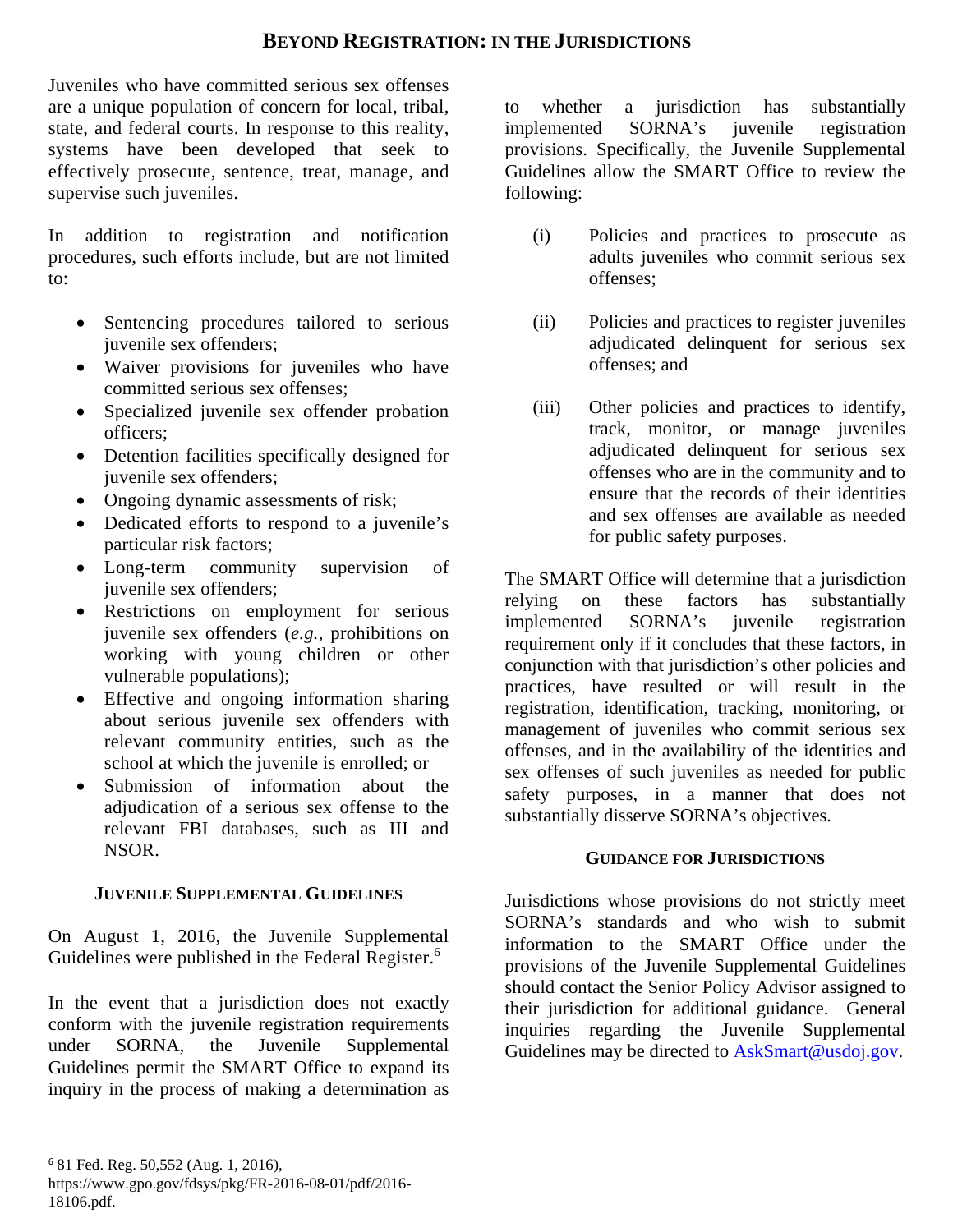## Beyond Registration: In the Jurisdictions

Juveniles who have committed serious sex offenses are a unique population of concern for local, tribal, state, and federal courts. In response to this reality, systems have been developed that seek to effectively prosecute, sentence, treat, manage, and supervise such juveniles.

In addition to registration and notification procedures, such efforts include, but are not limited to:

- Sentencing procedures tailored to serious juvenile sex offenders;
- Waiver provisions for juveniles who have committed serious sex offenses;
- Specialized juvenile sex offender probation officers;
- Detention facilities specifically designed for juvenile sex offenders;
- Ongoing dynamic assessments of risk;
- Dedicated efforts to respond to a juvenile's particular risk factors;
- Long-term community supervision of juvenile sex offenders;
- Restrictions on employment for serious juvenile sex offenders (*e.g.*, prohibitions on working with young children or other vulnerable populations);
- Effective and ongoing information sharing about serious juvenile sex offenders with relevant community entities, such as the school at which the juvenile is enrolled; or
- Submission of information about the adjudication of a serious sex offense to the relevant FBI databases, such as III and NSOR.

### Juvenile Supplemental Guidelines

On August 1, 2016, the Juvenile Supplemental Guidelines were published in the Federal Register.[6]

In the event that a jurisdiction does not exactly conform with the juvenile registration requirements under SORNA, the Juvenile Supplemental Guidelines permit the SMART Office to expand its inquiry in the process of making a determination as to whether a jurisdiction has substantially implemented SORNA's juvenile registration provisions. Specifically, the Juvenile Supplemental Guidelines allow the SMART Office to review the following:

(i) Policies and practices to prosecute as adults juveniles who commit serious sex offenses;

(ii) Policies and practices to register juveniles adjudicated delinquent for serious sex offenses; and

(iii) Other policies and practices to identify, track, monitor, or manage juveniles adjudicated delinquent for serious sex offenses who are in the community and to ensure that the records of their identities and sex offenses are available as needed for public safety purposes.

The SMART Office will determine that a jurisdiction relying on these factors has substantially implemented SORNA's juvenile registration requirement only if it concludes that these factors, in conjunction with that jurisdiction's other policies and practices, have resulted or will result in the registration, identification, tracking, monitoring, or management of juveniles who commit serious sex offenses, and in the availability of the identities and sex offenses of such juveniles as needed for public safety purposes, in a manner that does not substantially disserve SORNA's objectives.

### Guidance for Jurisdictions

Jurisdictions whose provisions do not strictly meet SORNA's standards and who wish to submit information to the SMART Office under the provisions of the Juvenile Supplemental Guidelines should contact the Senior Policy Advisor assigned to their jurisdiction for additional guidance. General inquiries regarding the Juvenile Supplemental Guidelines may be directed to AskSmart@usdoj.gov.

---

[6] 81 Fed. Reg. 50,552 (Aug. 1, 2016), https://www.gpo.gov/fdsys/pkg/FR-2016-08-01/pdf/2016-18106.pdf.